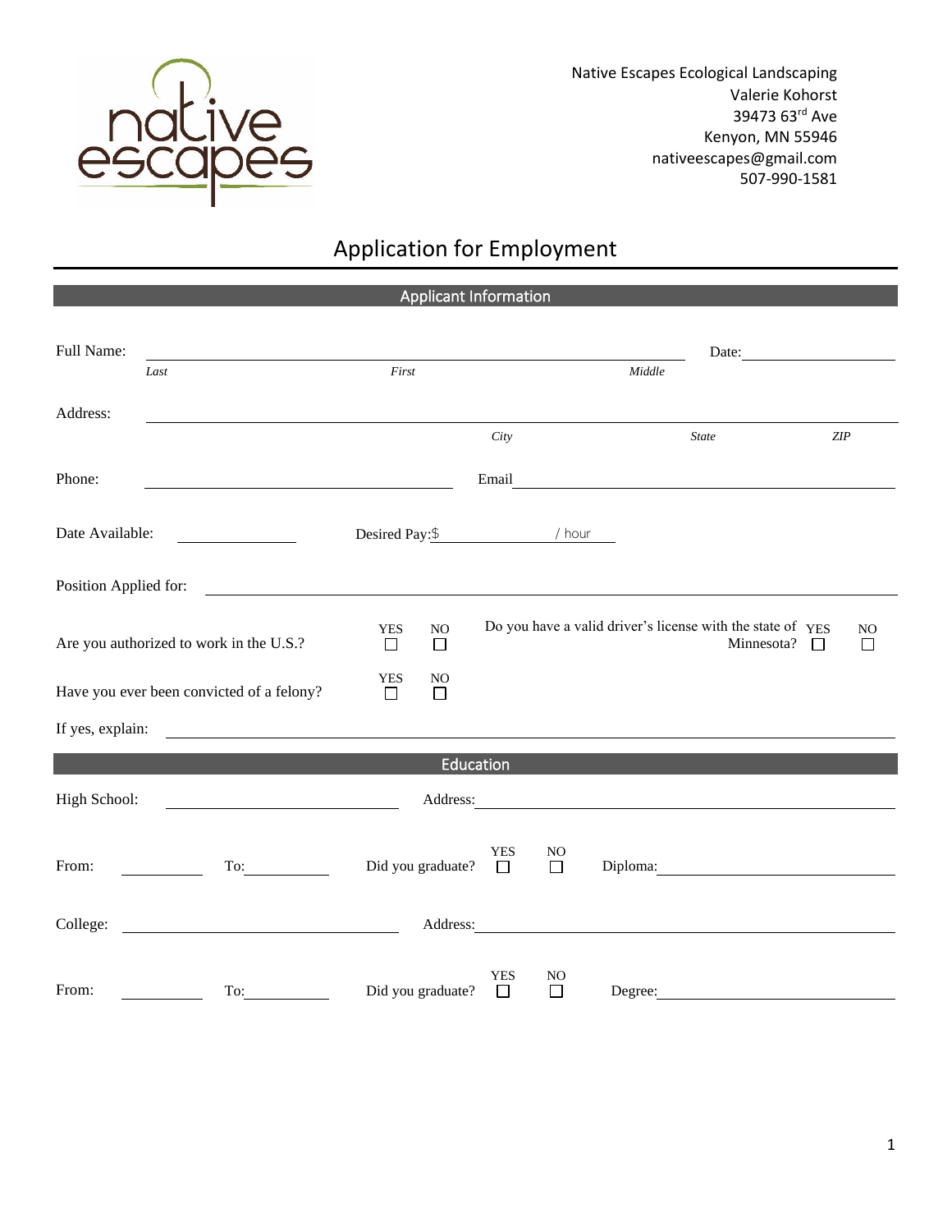Native Escapes Ecological Landscaping
Valerie Kohorst
39473 63rd Ave
Kenyon, MN 55946
nativeescapes@gmail.com
507-990-1581

# Application for Employment

## Applicant Information

Full Name: ______________________________________________ Date: ______________

*Last* *First* *Middle*

Address: ______________________________________________

*City* *State* *ZIP*

Phone: ______________________ Email ______________________

Date Available: __________ Desired Pay:$ __________ / hour

Position Applied for: ______________________________________________

Are you authorized to work in the U.S.? YES ☐ NO ☐

Do you have a valid driver's license with the state of Minnesota? YES ☐ NO ☐

Have you ever been convicted of a felony? YES ☐ NO ☐

If yes, explain: ______________________________________________

## Education

High School: ______________________ Address: ______________________

From: __________ To: __________ Did you graduate? YES ☐ NO ☐ Diploma: ______________________

College: ______________________ Address: ______________________

From: __________ To: __________ Did you graduate? YES ☐ NO ☐ Degree: ______________________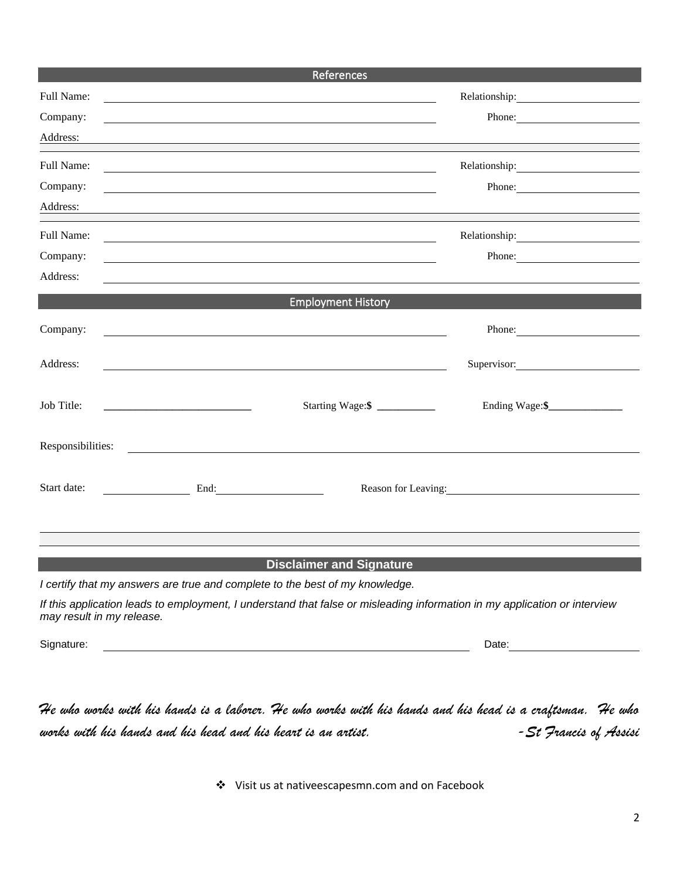## References

Full Name: ______________________________ Relationship: ______________

Company: ______________________________ Phone: ______________

Address: ______________________________________________

Full Name: ______________________________ Relationship: ______________

Company: ______________________________ Phone: ______________

Address: ______________________________________________

Full Name: ______________________________ Relationship: ______________

Company: ______________________________ Phone: ______________

Address: ______________________________________________

## Employment History

Company: ______________________________ Phone: ______________

Address: ______________________________ Supervisor: ______________

Job Title: ______________ Starting Wage:**$** __________ Ending Wage:**$**______________

Responsibilities: ______________________________________________

Start date: ______________ End: ______________ Reason for Leaving: ______________

## Disclaimer and Signature

*I certify that my answers are true and complete to the best of my knowledge.*

*If this application leads to employment, I understand that false or misleading information in my application or interview may result in my release.*

Signature: ______________________________ Date: ______________

*He who works with his hands is a laborer. He who works with his hands and his head is a craftsman. He who works with his hands and his head and his heart is an artist.* *-St Francis of Assisi*

❖ Visit us at nativeescapesmn.com and on Facebook